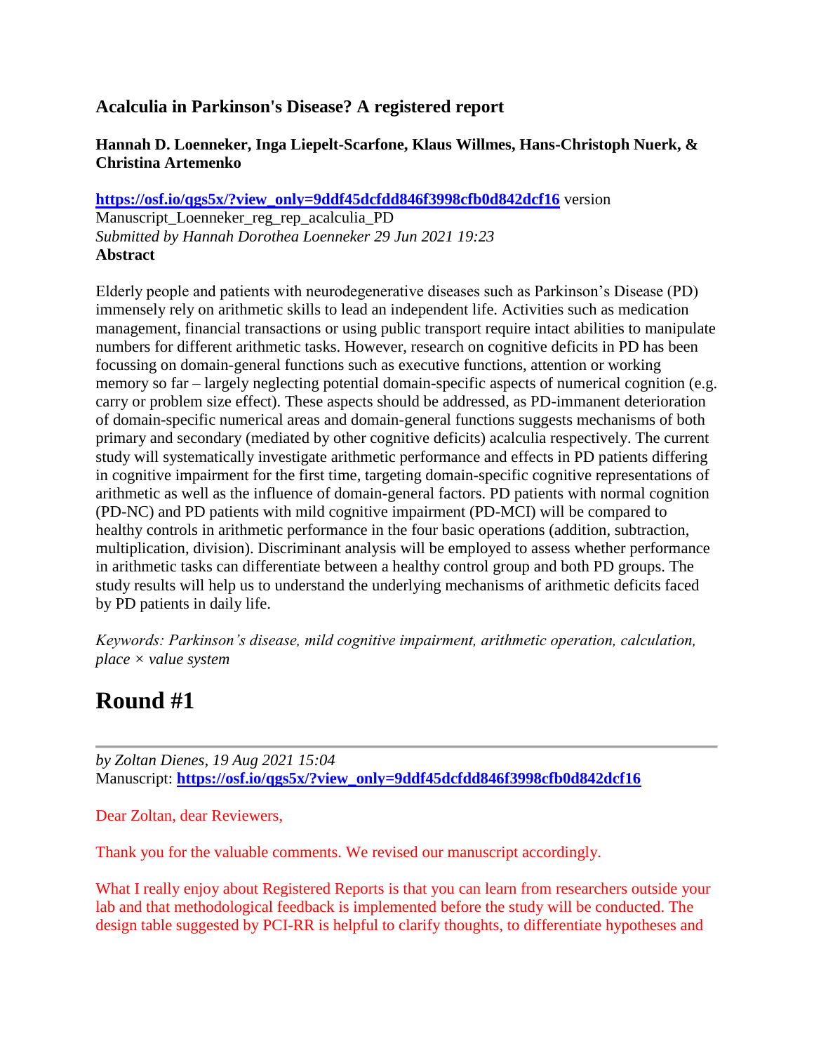## Acalculia in Parkinson's Disease? A registered report

**Hannah D. Loenneker, Inga Liepelt-Scarfone, Klaus Willmes, Hans-Christoph Nuerk, & Christina Artemenko**

**https://osf.io/qgs5x/?view_only=9ddf45dcfdd846f3998cfb0d842dcf16** version Manuscript_Loenneker_reg_rep_acalculia_PD
*Submitted by Hannah Dorothea Loenneker 29 Jun 2021 19:23*
**Abstract**

Elderly people and patients with neurodegenerative diseases such as Parkinson's Disease (PD) immensely rely on arithmetic skills to lead an independent life. Activities such as medication management, financial transactions or using public transport require intact abilities to manipulate numbers for different arithmetic tasks. However, research on cognitive deficits in PD has been focussing on domain-general functions such as executive functions, attention or working memory so far – largely neglecting potential domain-specific aspects of numerical cognition (e.g. carry or problem size effect). These aspects should be addressed, as PD-immanent deterioration of domain-specific numerical areas and domain-general functions suggests mechanisms of both primary and secondary (mediated by other cognitive deficits) acalculia respectively. The current study will systematically investigate arithmetic performance and effects in PD patients differing in cognitive impairment for the first time, targeting domain-specific cognitive representations of arithmetic as well as the influence of domain-general factors. PD patients with normal cognition (PD-NC) and PD patients with mild cognitive impairment (PD-MCI) will be compared to healthy controls in arithmetic performance in the four basic operations (addition, subtraction, multiplication, division). Discriminant analysis will be employed to assess whether performance in arithmetic tasks can differentiate between a healthy control group and both PD groups. The study results will help us to understand the underlying mechanisms of arithmetic deficits faced by PD patients in daily life.

*Keywords: Parkinson's disease, mild cognitive impairment, arithmetic operation, calculation, place × value system*

# Round #1

---

*by Zoltan Dienes, 19 Aug 2021 15:04*
Manuscript: **https://osf.io/qgs5x/?view_only=9ddf45dcfdd846f3998cfb0d842dcf16**

Dear Zoltan, dear Reviewers,

Thank you for the valuable comments. We revised our manuscript accordingly.

What I really enjoy about Registered Reports is that you can learn from researchers outside your lab and that methodological feedback is implemented before the study will be conducted. The design table suggested by PCI-RR is helpful to clarify thoughts, to differentiate hypotheses and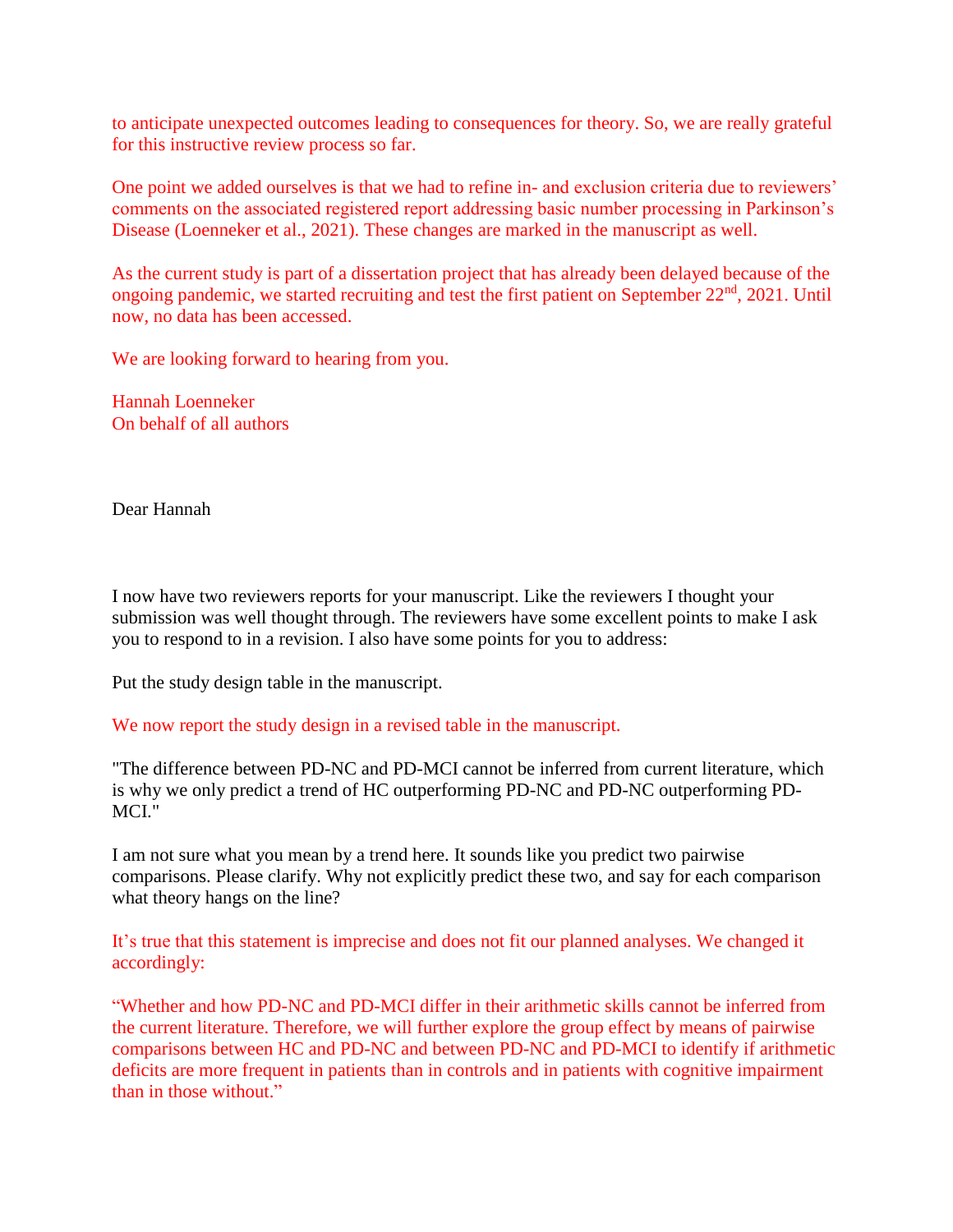to anticipate unexpected outcomes leading to consequences for theory. So, we are really grateful for this instructive review process so far.

One point we added ourselves is that we had to refine in- and exclusion criteria due to reviewers' comments on the associated registered report addressing basic number processing in Parkinson's Disease (Loenneker et al., 2021). These changes are marked in the manuscript as well.

As the current study is part of a dissertation project that has already been delayed because of the ongoing pandemic, we started recruiting and test the first patient on September 22nd, 2021. Until now, no data has been accessed.

We are looking forward to hearing from you.

Hannah Loenneker
On behalf of all authors

Dear Hannah

I now have two reviewers reports for your manuscript. Like the reviewers I thought your submission was well thought through. The reviewers have some excellent points to make I ask you to respond to in a revision. I also have some points for you to address:

Put the study design table in the manuscript.

We now report the study design in a revised table in the manuscript.

"The difference between PD-NC and PD-MCI cannot be inferred from current literature, which is why we only predict a trend of HC outperforming PD-NC and PD-NC outperforming PD-MCI."

I am not sure what you mean by a trend here. It sounds like you predict two pairwise comparisons. Please clarify. Why not explicitly predict these two, and say for each comparison what theory hangs on the line?

It's true that this statement is imprecise and does not fit our planned analyses. We changed it accordingly:

"Whether and how PD-NC and PD-MCI differ in their arithmetic skills cannot be inferred from the current literature. Therefore, we will further explore the group effect by means of pairwise comparisons between HC and PD-NC and between PD-NC and PD-MCI to identify if arithmetic deficits are more frequent in patients than in controls and in patients with cognitive impairment than in those without."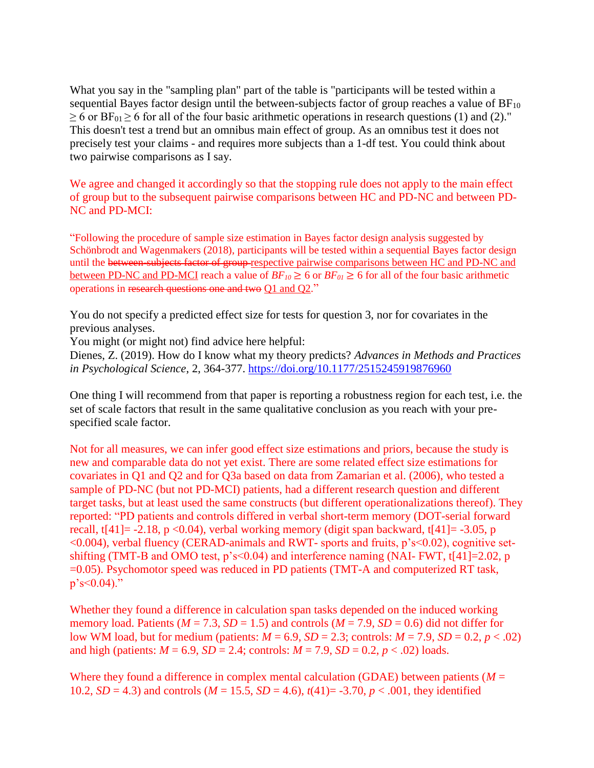What you say in the "sampling plan" part of the table is "participants will be tested within a sequential Bayes factor design until the between-subjects factor of group reaches a value of $BF_{10} \geq 6$ or $BF_{01} \geq 6$ for all of the four basic arithmetic operations in research questions (1) and (2)." This doesn't test a trend but an omnibus main effect of group. As an omnibus test it does not precisely test your claims - and requires more subjects than a 1-df test. You could think about two pairwise comparisons as I say.

We agree and changed it accordingly so that the stopping rule does not apply to the main effect of group but to the subsequent pairwise comparisons between HC and PD-NC and between PD-NC and PD-MCI:

"Following the procedure of sample size estimation in Bayes factor design analysis suggested by Schönbrodt and Wagenmakers (2018), participants will be tested within a sequential Bayes factor design until the ~~between-subjects factor of group~~ respective pairwise comparisons between HC and PD-NC and between PD-NC and PD-MCI reach a value of $BF_{10} \geq 6$ or $BF_{01} \geq 6$ for all of the four basic arithmetic operations in ~~research questions one and two~~ Q1 and Q2."

You do not specify a predicted effect size for tests for question 3, nor for covariates in the previous analyses.

You might (or might not) find advice here helpful:

Dienes, Z. (2019). How do I know what my theory predicts? *Advances in Methods and Practices in Psychological Science*, 2, 364-377. https://doi.org/10.1177/2515245919876960

One thing I will recommend from that paper is reporting a robustness region for each test, i.e. the set of scale factors that result in the same qualitative conclusion as you reach with your pre-specified scale factor.

Not for all measures, we can infer good effect size estimations and priors, because the study is new and comparable data do not yet exist. There are some related effect size estimations for covariates in Q1 and Q2 and for Q3a based on data from Zamarian et al. (2006), who tested a sample of PD-NC (but not PD-MCI) patients, had a different research question and different target tasks, but at least used the same constructs (but different operationalizations thereof). They reported: "PD patients and controls differed in verbal short-term memory (DOT-serial forward recall, $t[41]= -2.18$, $p < 0.04$), verbal working memory (digit span backward, $t[41]= -3.05$, $p < 0.004$), verbal fluency (CERAD-animals and RWT- sports and fruits, $p$'s$<0.02$), cognitive set-shifting (TMT-B and OMO test, $p$'s$<0.04$) and interference naming (NAI- FWT, $t[41]=2.02$, $p = 0.05$). Psychomotor speed was reduced in PD patients (TMT-A and computerized RT task, $p$'s$<0.04$)."

Whether they found a difference in calculation span tasks depended on the induced working memory load. Patients ($M = 7.3$, $SD = 1.5$) and controls ($M = 7.9$, $SD = 0.6$) did not differ for low WM load, but for medium (patients: $M = 6.9$, $SD = 2.3$; controls: $M = 7.9$, $SD = 0.2$, $p < .02$) and high (patients: $M = 6.9$, $SD = 2.4$; controls: $M = 7.9$, $SD = 0.2$, $p < .02$) loads.

Where they found a difference in complex mental calculation (GDAE) between patients ($M = 10.2$, $SD = 4.3$) and controls ($M = 15.5$, $SD = 4.6$), $t(41)= -3.70$, $p < .001$, they identified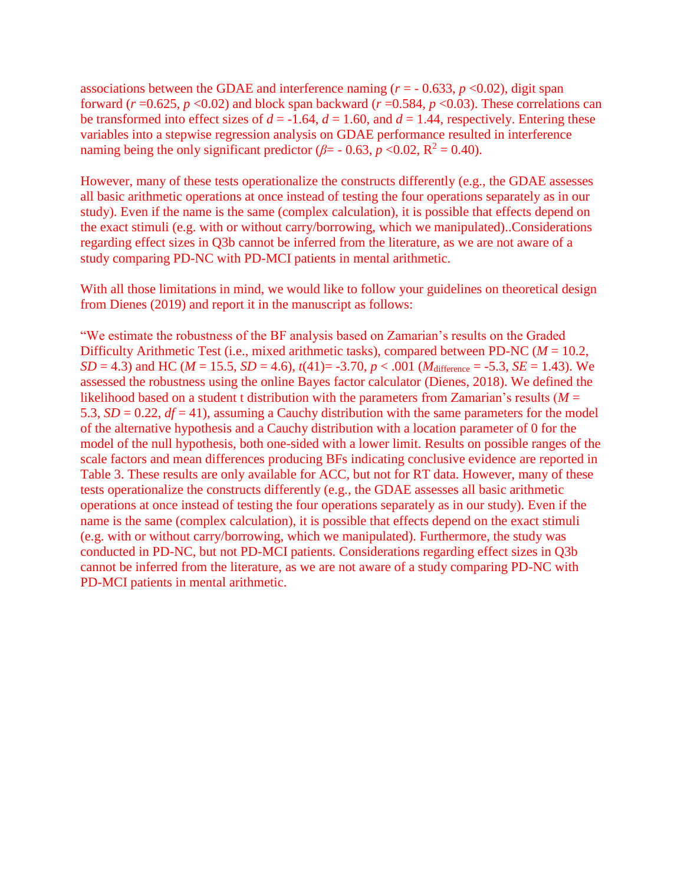associations between the GDAE and interference naming (*r* = - 0.633, $p$ <0.02), digit span forward (*r* =0.625, $p$ <0.02) and block span backward (*r* =0.584, $p$ <0.03). These correlations can be transformed into effect sizes of $d$ = -1.64, $d$ = 1.60, and $d$ = 1.44, respectively. Entering these variables into a stepwise regression analysis on GDAE performance resulted in interference naming being the only significant predictor ($\beta$= - 0.63, $p$ <0.02, $R^2$ = 0.40).

However, many of these tests operationalize the constructs differently (e.g., the GDAE assesses all basic arithmetic operations at once instead of testing the four operations separately as in our study). Even if the name is the same (complex calculation), it is possible that effects depend on the exact stimuli (e.g. with or without carry/borrowing, which we manipulated)..Considerations regarding effect sizes in Q3b cannot be inferred from the literature, as we are not aware of a study comparing PD-NC with PD-MCI patients in mental arithmetic.

With all those limitations in mind, we would like to follow your guidelines on theoretical design from Dienes (2019) and report it in the manuscript as follows:

"We estimate the robustness of the BF analysis based on Zamarian's results on the Graded Difficulty Arithmetic Test (i.e., mixed arithmetic tasks), compared between PD-NC ($M$ = 10.2, $SD$ = 4.3) and HC ($M$ = 15.5, $SD$ = 4.6), $t(41)$= -3.70, $p$ < .001 ($M_{\text{difference}}$ = -5.3, $SE$ = 1.43). We assessed the robustness using the online Bayes factor calculator (Dienes, 2018). We defined the likelihood based on a student t distribution with the parameters from Zamarian's results ($M$ = 5.3, $SD$ = 0.22, $df$ = 41), assuming a Cauchy distribution with the same parameters for the model of the alternative hypothesis and a Cauchy distribution with a location parameter of 0 for the model of the null hypothesis, both one-sided with a lower limit. Results on possible ranges of the scale factors and mean differences producing BFs indicating conclusive evidence are reported in Table 3. These results are only available for ACC, but not for RT data. However, many of these tests operationalize the constructs differently (e.g., the GDAE assesses all basic arithmetic operations at once instead of testing the four operations separately as in our study). Even if the name is the same (complex calculation), it is possible that effects depend on the exact stimuli (e.g. with or without carry/borrowing, which we manipulated). Furthermore, the study was conducted in PD-NC, but not PD-MCI patients. Considerations regarding effect sizes in Q3b cannot be inferred from the literature, as we are not aware of a study comparing PD-NC with PD-MCI patients in mental arithmetic.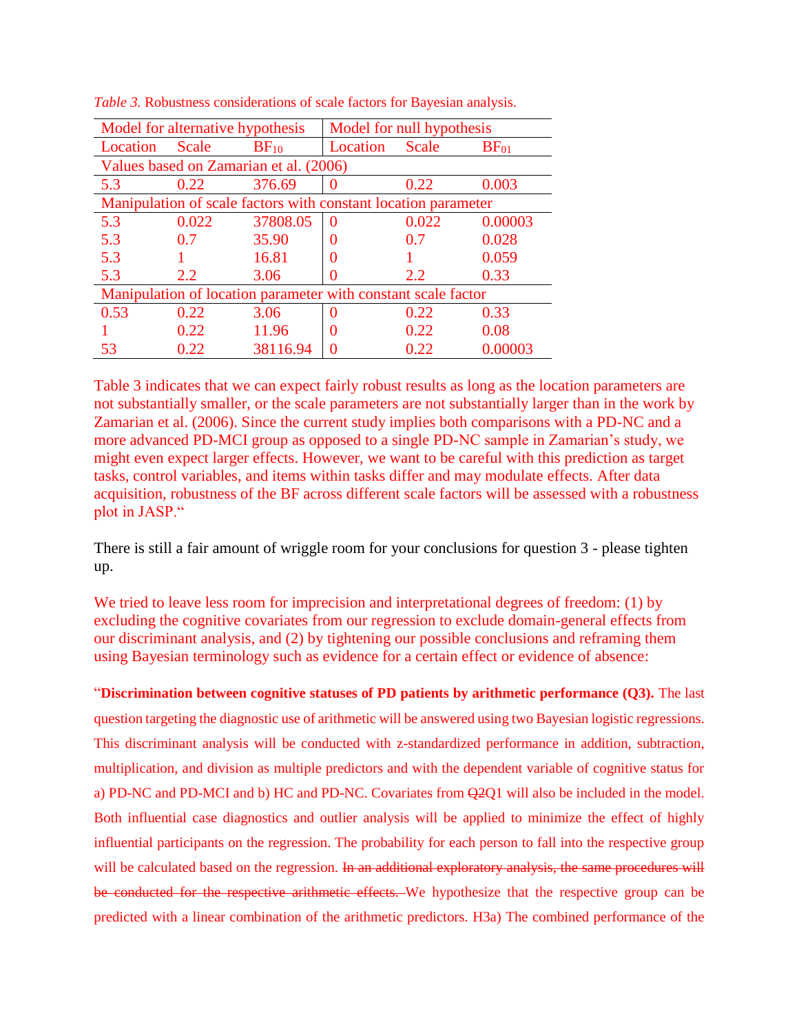*Table 3.* Robustness considerations of scale factors for Bayesian analysis.

| Model for alternative hypothesis | | | Model for null hypothesis | | |
|---|---|---|---|---|---|
| Location | Scale | $BF_{10}$ | Location | Scale | $BF_{01}$ |
| Values based on Zamarian et al. (2006) | | | | | |
| 5.3 | 0.22 | 376.69 | 0 | 0.22 | 0.003 |
| Manipulation of scale factors with constant location parameter | | | | | |
| 5.3 | 0.022 | 37808.05 | 0 | 0.022 | 0.00003 |
| 5.3 | 0.7 | 35.90 | 0 | 0.7 | 0.028 |
| 5.3 | 1 | 16.81 | 0 | 1 | 0.059 |
| 5.3 | 2.2 | 3.06 | 0 | 2.2 | 0.33 |
| Manipulation of location parameter with constant scale factor | | | | | |
| 0.53 | 0.22 | 3.06 | 0 | 0.22 | 0.33 |
| 1 | 0.22 | 11.96 | 0 | 0.22 | 0.08 |
| 53 | 0.22 | 38116.94 | 0 | 0.22 | 0.00003 |

Table 3 indicates that we can expect fairly robust results as long as the location parameters are not substantially smaller, or the scale parameters are not substantially larger than in the work by Zamarian et al. (2006). Since the current study implies both comparisons with a PD-NC and a more advanced PD-MCI group as opposed to a single PD-NC sample in Zamarian's study, we might even expect larger effects. However, we want to be careful with this prediction as target tasks, control variables, and items within tasks differ and may modulate effects. After data acquisition, robustness of the BF across different scale factors will be assessed with a robustness plot in JASP."

There is still a fair amount of wriggle room for your conclusions for question 3 - please tighten up.

We tried to leave less room for imprecision and interpretational degrees of freedom: (1) by excluding the cognitive covariates from our regression to exclude domain-general effects from our discriminant analysis, and (2) by tightening our possible conclusions and reframing them using Bayesian terminology such as evidence for a certain effect or evidence of absence:

"**Discrimination between cognitive statuses of PD patients by arithmetic performance (Q3).** The last question targeting the diagnostic use of arithmetic will be answered using two Bayesian logistic regressions. This discriminant analysis will be conducted with z-standardized performance in addition, subtraction, multiplication, and division as multiple predictors and with the dependent variable of cognitive status for a) PD-NC and PD-MCI and b) HC and PD-NC. Covariates from ~~Q2~~Q1 will also be included in the model. Both influential case diagnostics and outlier analysis will be applied to minimize the effect of highly influential participants on the regression. The probability for each person to fall into the respective group will be calculated based on the regression. ~~In an additional exploratory analysis, the same procedures will be conducted for the respective arithmetic effects.~~ We hypothesize that the respective group can be predicted with a linear combination of the arithmetic predictors. H3a) The combined performance of the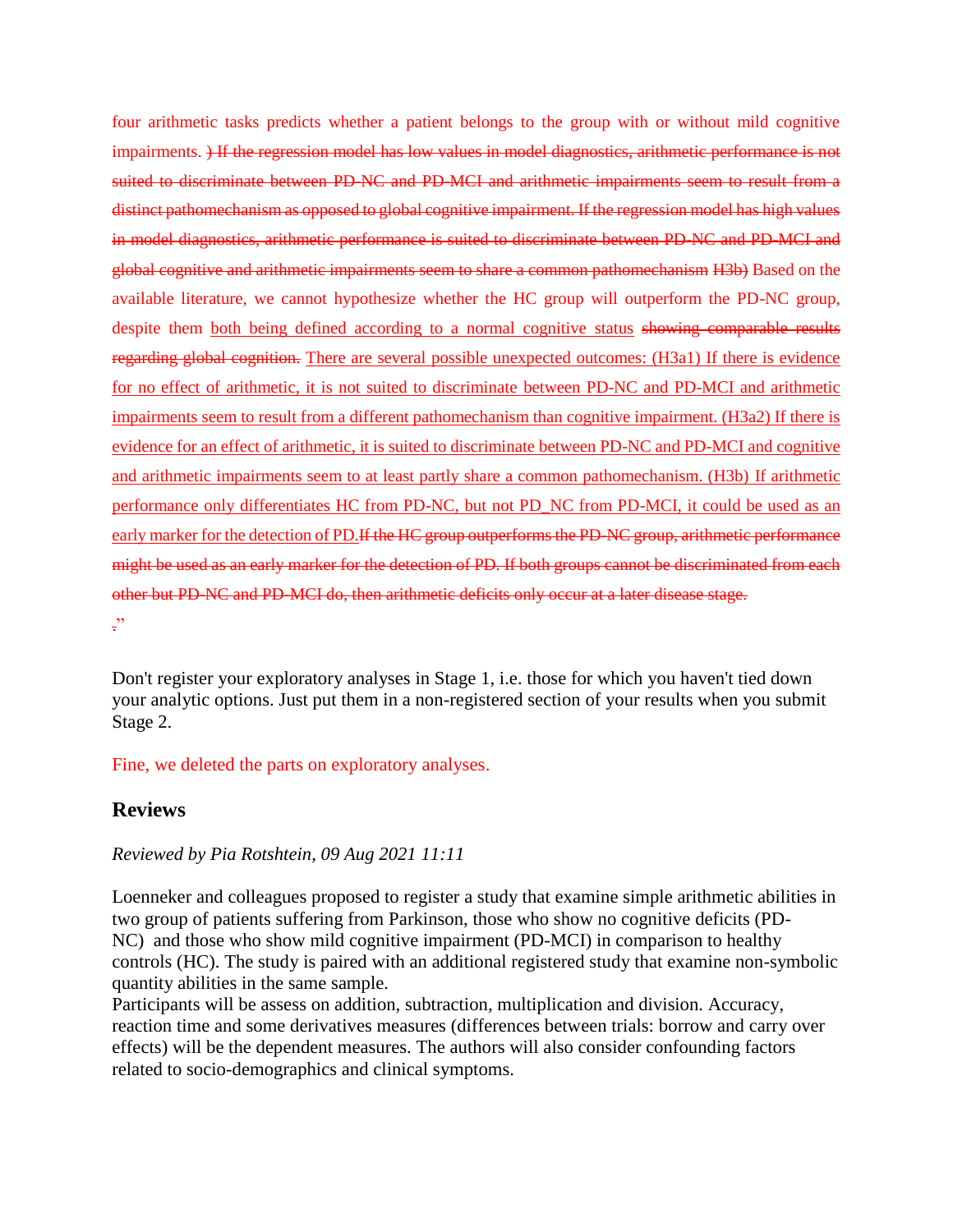four arithmetic tasks predicts whether a patient belongs to the group with or without mild cognitive impairments. ~~) If the regression model has low values in model diagnostics, arithmetic performance is not suited to discriminate between PD-NC and PD-MCI and arithmetic impairments seem to result from a distinct pathomechanism as opposed to global cognitive impairment. If the regression model has high values in model diagnostics, arithmetic performance is suited to discriminate between PD-NC and PD-MCI and global cognitive and arithmetic impairments seem to share a common pathomechanism~~ ~~H3b)~~ Based on the available literature, we cannot hypothesize whether the HC group will outperform the PD-NC group, despite them both being defined according to a normal cognitive status ~~showing comparable results regarding global cognition.~~ There are several possible unexpected outcomes: (H3a1) If there is evidence for no effect of arithmetic, it is not suited to discriminate between PD-NC and PD-MCI and arithmetic impairments seem to result from a different pathomechanism than cognitive impairment. (H3a2) If there is evidence for an effect of arithmetic, it is suited to discriminate between PD-NC and PD-MCI and cognitive and arithmetic impairments seem to at least partly share a common pathomechanism. (H3b) If arithmetic performance only differentiates HC from PD-NC, but not PD_NC from PD-MCI, it could be used as an early marker for the detection of PD.~~If the HC group outperforms the PD-NC group, arithmetic performance might be used as an early marker for the detection of PD. If both groups cannot be discriminated from each other but PD-NC and PD-MCI do, then arithmetic deficits only occur at a later disease stage.~~

~~.~~"

Don't register your exploratory analyses in Stage 1, i.e. those for which you haven't tied down your analytic options. Just put them in a non-registered section of your results when you submit Stage 2.

Fine, we deleted the parts on exploratory analyses.

## Reviews

*Reviewed by Pia Rotshtein, 09 Aug 2021 11:11*

Loenneker and colleagues proposed to register a study that examine simple arithmetic abilities in two group of patients suffering from Parkinson, those who show no cognitive deficits (PD-NC) and those who show mild cognitive impairment (PD-MCI) in comparison to healthy controls (HC). The study is paired with an additional registered study that examine non-symbolic quantity abilities in the same sample.

Participants will be assess on addition, subtraction, multiplication and division. Accuracy, reaction time and some derivatives measures (differences between trials: borrow and carry over effects) will be the dependent measures. The authors will also consider confounding factors related to socio-demographics and clinical symptoms.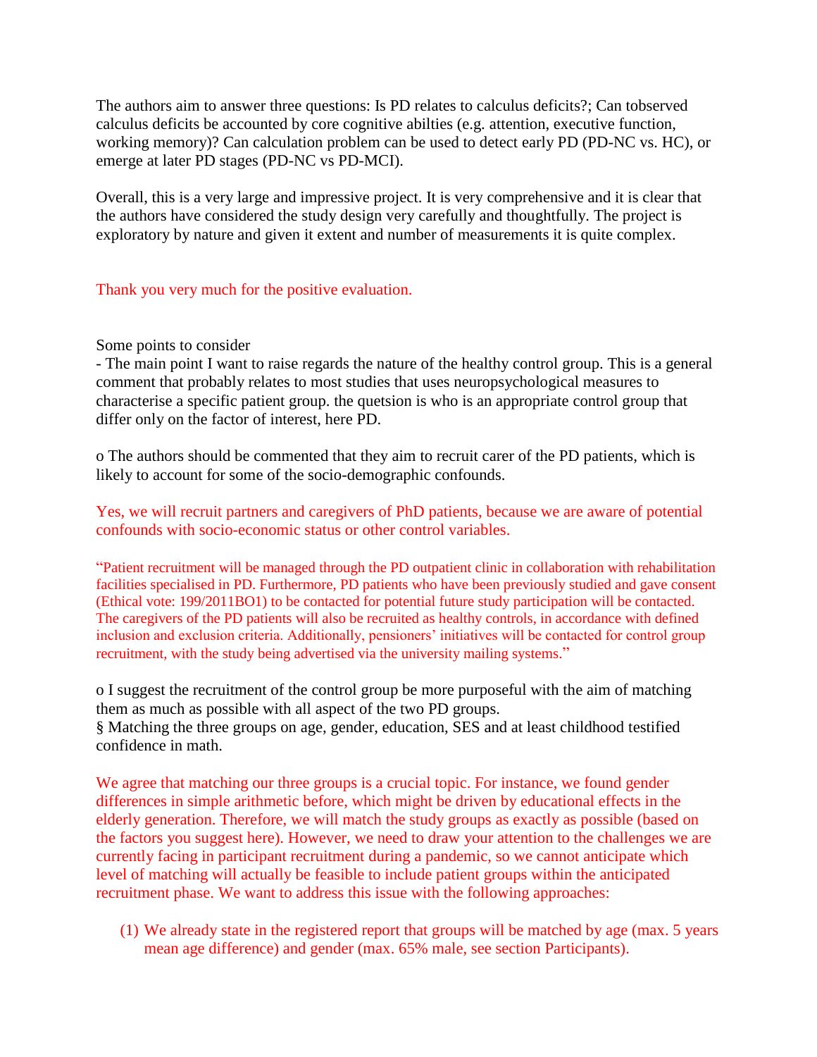The authors aim to answer three questions: Is PD relates to calculus deficits?; Can tobserved calculus deficits be accounted by core cognitive abilties (e.g. attention, executive function, working memory)? Can calculation problem can be used to detect early PD (PD-NC vs. HC), or emerge at later PD stages (PD-NC vs PD-MCI).

Overall, this is a very large and impressive project. It is very comprehensive and it is clear that the authors have considered the study design very carefully and thoughtfully. The project is exploratory by nature and given it extent and number of measurements it is quite complex.

Thank you very much for the positive evaluation.

Some points to consider
- The main point I want to raise regards the nature of the healthy control group. This is a general comment that probably relates to most studies that uses neuropsychological measures to characterise a specific patient group. the quetsion is who is an appropriate control group that differ only on the factor of interest, here PD.

o The authors should be commented that they aim to recruit carer of the PD patients, which is likely to account for some of the socio-demographic confounds.

Yes, we will recruit partners and caregivers of PhD patients, because we are aware of potential confounds with socio-economic status or other control variables.

"Patient recruitment will be managed through the PD outpatient clinic in collaboration with rehabilitation facilities specialised in PD. Furthermore, PD patients who have been previously studied and gave consent (Ethical vote: 199/2011BO1) to be contacted for potential future study participation will be contacted. The caregivers of the PD patients will also be recruited as healthy controls, in accordance with defined inclusion and exclusion criteria. Additionally, pensioners' initiatives will be contacted for control group recruitment, with the study being advertised via the university mailing systems."

o I suggest the recruitment of the control group be more purposeful with the aim of matching them as much as possible with all aspect of the two PD groups.
§ Matching the three groups on age, gender, education, SES and at least childhood testified confidence in math.

We agree that matching our three groups is a crucial topic. For instance, we found gender differences in simple arithmetic before, which might be driven by educational effects in the elderly generation. Therefore, we will match the study groups as exactly as possible (based on the factors you suggest here). However, we need to draw your attention to the challenges we are currently facing in participant recruitment during a pandemic, so we cannot anticipate which level of matching will actually be feasible to include patient groups within the anticipated recruitment phase. We want to address this issue with the following approaches:

(1) We already state in the registered report that groups will be matched by age (max. 5 years mean age difference) and gender (max. 65% male, see section Participants).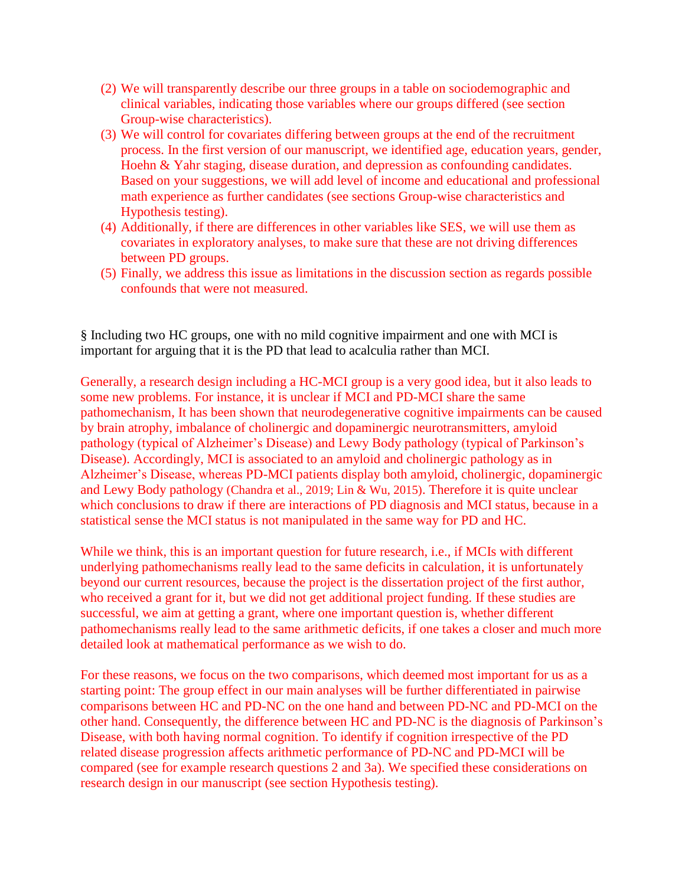(2) We will transparently describe our three groups in a table on sociodemographic and clinical variables, indicating those variables where our groups differed (see section Group-wise characteristics).

(3) We will control for covariates differing between groups at the end of the recruitment process. In the first version of our manuscript, we identified age, education years, gender, Hoehn & Yahr staging, disease duration, and depression as confounding candidates. Based on your suggestions, we will add level of income and educational and professional math experience as further candidates (see sections Group-wise characteristics and Hypothesis testing).

(4) Additionally, if there are differences in other variables like SES, we will use them as covariates in exploratory analyses, to make sure that these are not driving differences between PD groups.

(5) Finally, we address this issue as limitations in the discussion section as regards possible confounds that were not measured.

§ Including two HC groups, one with no mild cognitive impairment and one with MCI is important for arguing that it is the PD that lead to acalculia rather than MCI.

Generally, a research design including a HC-MCI group is a very good idea, but it also leads to some new problems. For instance, it is unclear if MCI and PD-MCI share the same pathomechanism, It has been shown that neurodegenerative cognitive impairments can be caused by brain atrophy, imbalance of cholinergic and dopaminergic neurotransmitters, amyloid pathology (typical of Alzheimer's Disease) and Lewy Body pathology (typical of Parkinson's Disease). Accordingly, MCI is associated to an amyloid and cholinergic pathology as in Alzheimer's Disease, whereas PD-MCI patients display both amyloid, cholinergic, dopaminergic and Lewy Body pathology (Chandra et al., 2019; Lin & Wu, 2015). Therefore it is quite unclear which conclusions to draw if there are interactions of PD diagnosis and MCI status, because in a statistical sense the MCI status is not manipulated in the same way for PD and HC.

While we think, this is an important question for future research, i.e., if MCIs with different underlying pathomechanisms really lead to the same deficits in calculation, it is unfortunately beyond our current resources, because the project is the dissertation project of the first author, who received a grant for it, but we did not get additional project funding. If these studies are successful, we aim at getting a grant, where one important question is, whether different pathomechanisms really lead to the same arithmetic deficits, if one takes a closer and much more detailed look at mathematical performance as we wish to do.

For these reasons, we focus on the two comparisons, which deemed most important for us as a starting point: The group effect in our main analyses will be further differentiated in pairwise comparisons between HC and PD-NC on the one hand and between PD-NC and PD-MCI on the other hand. Consequently, the difference between HC and PD-NC is the diagnosis of Parkinson's Disease, with both having normal cognition. To identify if cognition irrespective of the PD related disease progression affects arithmetic performance of PD-NC and PD-MCI will be compared (see for example research questions 2 and 3a). We specified these considerations on research design in our manuscript (see section Hypothesis testing).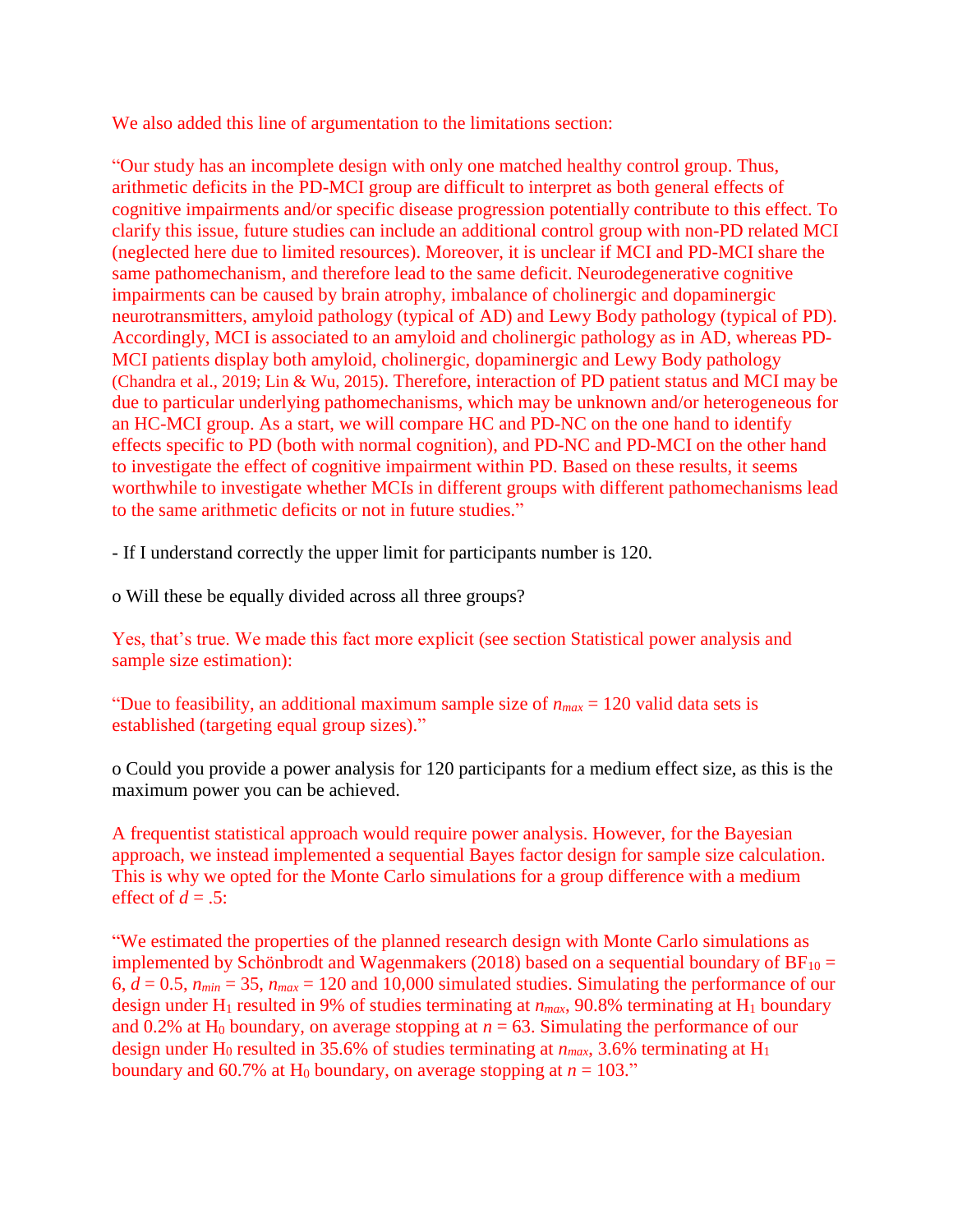We also added this line of argumentation to the limitations section:

"Our study has an incomplete design with only one matched healthy control group. Thus, arithmetic deficits in the PD-MCI group are difficult to interpret as both general effects of cognitive impairments and/or specific disease progression potentially contribute to this effect. To clarify this issue, future studies can include an additional control group with non-PD related MCI (neglected here due to limited resources). Moreover, it is unclear if MCI and PD-MCI share the same pathomechanism, and therefore lead to the same deficit. Neurodegenerative cognitive impairments can be caused by brain atrophy, imbalance of cholinergic and dopaminergic neurotransmitters, amyloid pathology (typical of AD) and Lewy Body pathology (typical of PD). Accordingly, MCI is associated to an amyloid and cholinergic pathology as in AD, whereas PD-MCI patients display both amyloid, cholinergic, dopaminergic and Lewy Body pathology (Chandra et al., 2019; Lin & Wu, 2015). Therefore, interaction of PD patient status and MCI may be due to particular underlying pathomechanisms, which may be unknown and/or heterogeneous for an HC-MCI group. As a start, we will compare HC and PD-NC on the one hand to identify effects specific to PD (both with normal cognition), and PD-NC and PD-MCI on the other hand to investigate the effect of cognitive impairment within PD. Based on these results, it seems worthwhile to investigate whether MCIs in different groups with different pathomechanisms lead to the same arithmetic deficits or not in future studies."

- If I understand correctly the upper limit for participants number is 120.

o Will these be equally divided across all three groups?

Yes, that's true. We made this fact more explicit (see section Statistical power analysis and sample size estimation):

"Due to feasibility, an additional maximum sample size of $n_{max}$ = 120 valid data sets is established (targeting equal group sizes)."

o Could you provide a power analysis for 120 participants for a medium effect size, as this is the maximum power you can be achieved.

A frequentist statistical approach would require power analysis. However, for the Bayesian approach, we instead implemented a sequential Bayes factor design for sample size calculation. This is why we opted for the Monte Carlo simulations for a group difference with a medium effect of $d$ = .5:

"We estimated the properties of the planned research design with Monte Carlo simulations as implemented by Schönbrodt and Wagenmakers (2018) based on a sequential boundary of $BF_{10}$ = 6, $d$ = 0.5, $n_{min}$ = 35, $n_{max}$ = 120 and 10,000 simulated studies. Simulating the performance of our design under $H_1$ resulted in 9% of studies terminating at $n_{max}$, 90.8% terminating at $H_1$ boundary and 0.2% at $H_0$ boundary, on average stopping at $n$ = 63. Simulating the performance of our design under $H_0$ resulted in 35.6% of studies terminating at $n_{max}$, 3.6% terminating at $H_1$ boundary and 60.7% at $H_0$ boundary, on average stopping at $n$ = 103."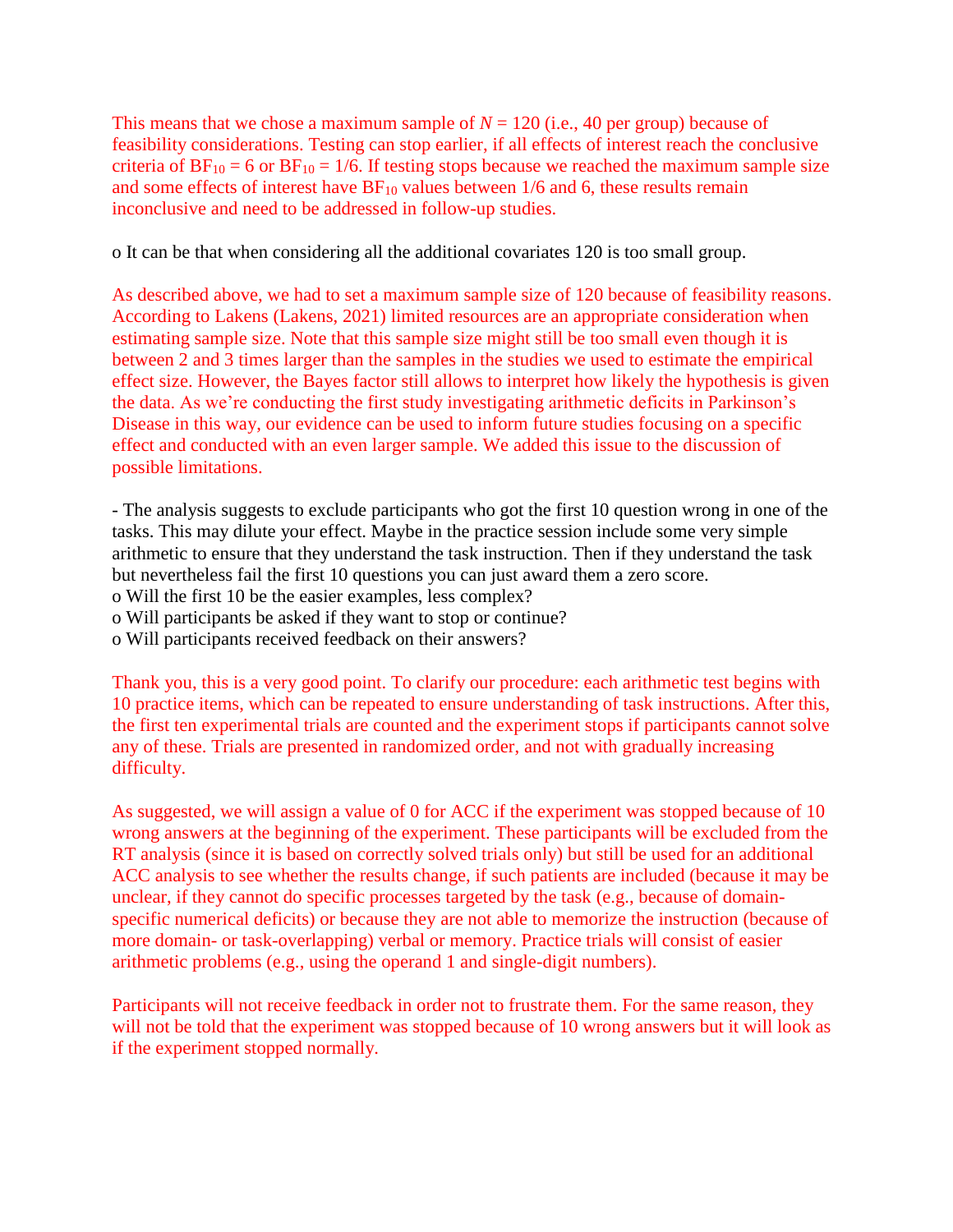This means that we chose a maximum sample of *N* = 120 (i.e., 40 per group) because of feasibility considerations. Testing can stop earlier, if all effects of interest reach the conclusive criteria of $BF_{10} = 6$ or $BF_{10} = 1/6$. If testing stops because we reached the maximum sample size and some effects of interest have $BF_{10}$ values between 1/6 and 6, these results remain inconclusive and need to be addressed in follow-up studies.

o It can be that when considering all the additional covariates 120 is too small group.

As described above, we had to set a maximum sample size of 120 because of feasibility reasons. According to Lakens (Lakens, 2021) limited resources are an appropriate consideration when estimating sample size. Note that this sample size might still be too small even though it is between 2 and 3 times larger than the samples in the studies we used to estimate the empirical effect size. However, the Bayes factor still allows to interpret how likely the hypothesis is given the data. As we're conducting the first study investigating arithmetic deficits in Parkinson's Disease in this way, our evidence can be used to inform future studies focusing on a specific effect and conducted with an even larger sample. We added this issue to the discussion of possible limitations.

- The analysis suggests to exclude participants who got the first 10 question wrong in one of the tasks. This may dilute your effect. Maybe in the practice session include some very simple arithmetic to ensure that they understand the task instruction. Then if they understand the task but nevertheless fail the first 10 questions you can just award them a zero score.
o Will the first 10 be the easier examples, less complex?
o Will participants be asked if they want to stop or continue?
o Will participants received feedback on their answers?

Thank you, this is a very good point. To clarify our procedure: each arithmetic test begins with 10 practice items, which can be repeated to ensure understanding of task instructions. After this, the first ten experimental trials are counted and the experiment stops if participants cannot solve any of these. Trials are presented in randomized order, and not with gradually increasing difficulty.

As suggested, we will assign a value of 0 for ACC if the experiment was stopped because of 10 wrong answers at the beginning of the experiment. These participants will be excluded from the RT analysis (since it is based on correctly solved trials only) but still be used for an additional ACC analysis to see whether the results change, if such patients are included (because it may be unclear, if they cannot do specific processes targeted by the task (e.g., because of domain-specific numerical deficits) or because they are not able to memorize the instruction (because of more domain- or task-overlapping) verbal or memory. Practice trials will consist of easier arithmetic problems (e.g., using the operand 1 and single-digit numbers).

Participants will not receive feedback in order not to frustrate them. For the same reason, they will not be told that the experiment was stopped because of 10 wrong answers but it will look as if the experiment stopped normally.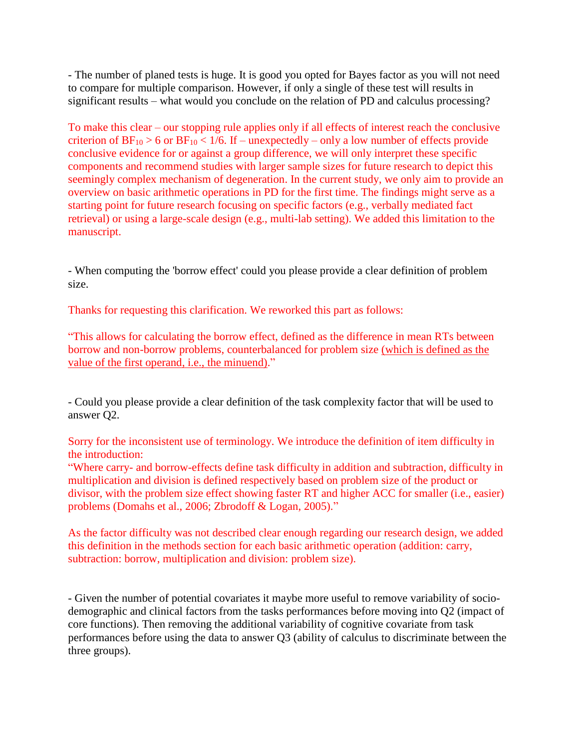- The number of planed tests is huge. It is good you opted for Bayes factor as you will not need to compare for multiple comparison. However, if only a single of these test will results in significant results – what would you conclude on the relation of PD and calculus processing?

To make this clear – our stopping rule applies only if all effects of interest reach the conclusive criterion of $BF_{10} > 6$ or $BF_{10} < 1/6$. If – unexpectedly – only a low number of effects provide conclusive evidence for or against a group difference, we will only interpret these specific components and recommend studies with larger sample sizes for future research to depict this seemingly complex mechanism of degeneration. In the current study, we only aim to provide an overview on basic arithmetic operations in PD for the first time. The findings might serve as a starting point for future research focusing on specific factors (e.g., verbally mediated fact retrieval) or using a large-scale design (e.g., multi-lab setting). We added this limitation to the manuscript.

- When computing the 'borrow effect' could you please provide a clear definition of problem size.

Thanks for requesting this clarification. We reworked this part as follows:

"This allows for calculating the borrow effect, defined as the difference in mean RTs between borrow and non-borrow problems, counterbalanced for problem size (which is defined as the value of the first operand, i.e., the minuend)."

- Could you please provide a clear definition of the task complexity factor that will be used to answer Q2.

Sorry for the inconsistent use of terminology. We introduce the definition of item difficulty in the introduction:
"Where carry- and borrow-effects define task difficulty in addition and subtraction, difficulty in multiplication and division is defined respectively based on problem size of the product or divisor, with the problem size effect showing faster RT and higher ACC for smaller (i.e., easier) problems (Domahs et al., 2006; Zbrodoff & Logan, 2005)."

As the factor difficulty was not described clear enough regarding our research design, we added this definition in the methods section for each basic arithmetic operation (addition: carry, subtraction: borrow, multiplication and division: problem size).

- Given the number of potential covariates it maybe more useful to remove variability of socio-demographic and clinical factors from the tasks performances before moving into Q2 (impact of core functions). Then removing the additional variability of cognitive covariate from task performances before using the data to answer Q3 (ability of calculus to discriminate between the three groups).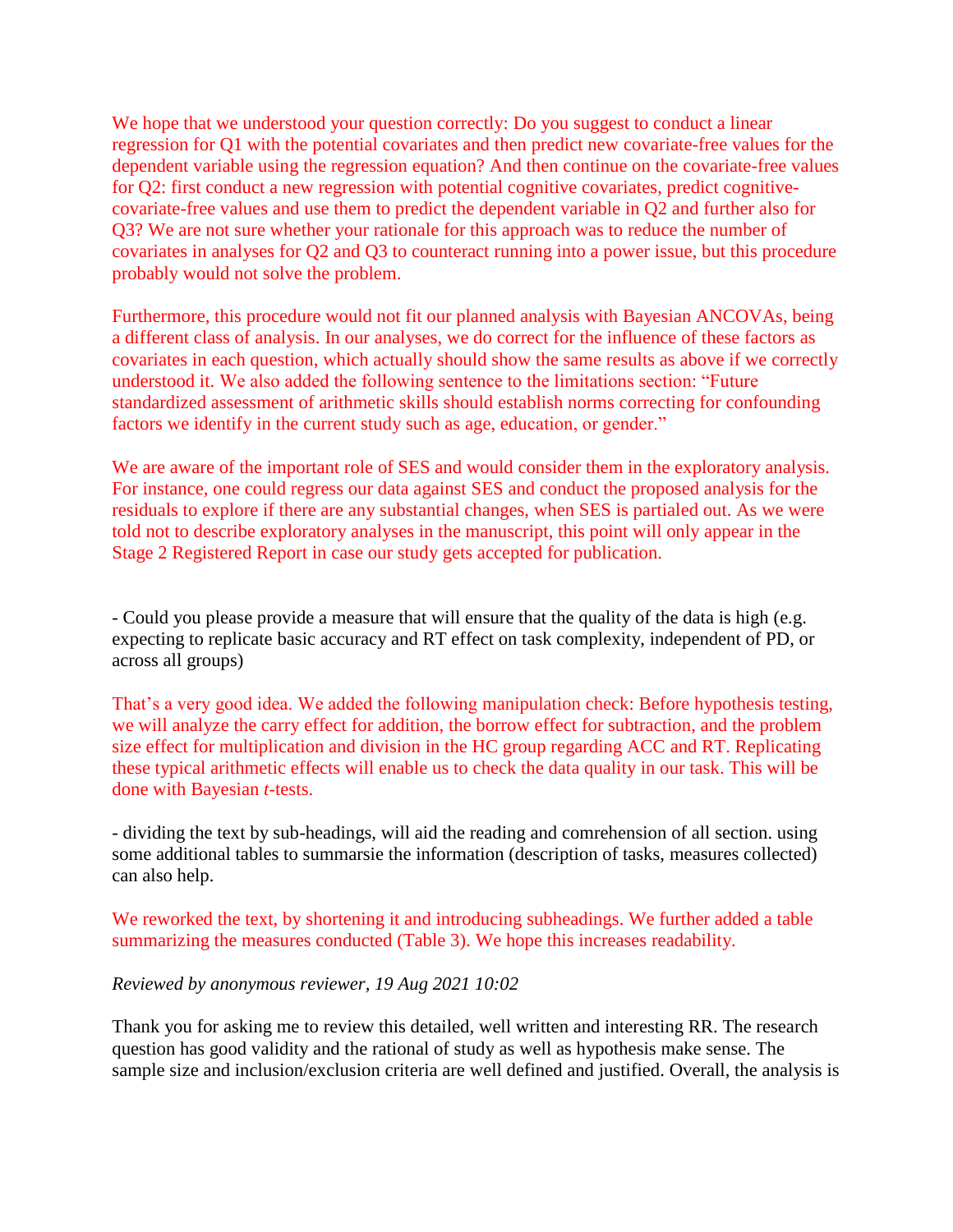We hope that we understood your question correctly: Do you suggest to conduct a linear regression for Q1 with the potential covariates and then predict new covariate-free values for the dependent variable using the regression equation? And then continue on the covariate-free values for Q2: first conduct a new regression with potential cognitive covariates, predict cognitive-covariate-free values and use them to predict the dependent variable in Q2 and further also for Q3? We are not sure whether your rationale for this approach was to reduce the number of covariates in analyses for Q2 and Q3 to counteract running into a power issue, but this procedure probably would not solve the problem.

Furthermore, this procedure would not fit our planned analysis with Bayesian ANCOVAs, being a different class of analysis. In our analyses, we do correct for the influence of these factors as covariates in each question, which actually should show the same results as above if we correctly understood it. We also added the following sentence to the limitations section: "Future standardized assessment of arithmetic skills should establish norms correcting for confounding factors we identify in the current study such as age, education, or gender."

We are aware of the important role of SES and would consider them in the exploratory analysis. For instance, one could regress our data against SES and conduct the proposed analysis for the residuals to explore if there are any substantial changes, when SES is partialed out. As we were told not to describe exploratory analyses in the manuscript, this point will only appear in the Stage 2 Registered Report in case our study gets accepted for publication.

- Could you please provide a measure that will ensure that the quality of the data is high (e.g. expecting to replicate basic accuracy and RT effect on task complexity, independent of PD, or across all groups)

That's a very good idea. We added the following manipulation check: Before hypothesis testing, we will analyze the carry effect for addition, the borrow effect for subtraction, and the problem size effect for multiplication and division in the HC group regarding ACC and RT. Replicating these typical arithmetic effects will enable us to check the data quality in our task. This will be done with Bayesian *t*-tests.

- dividing the text by sub-headings, will aid the reading and comrehension of all section. using some additional tables to summarsie the information (description of tasks, measures collected) can also help.

We reworked the text, by shortening it and introducing subheadings. We further added a table summarizing the measures conducted (Table 3). We hope this increases readability.

*Reviewed by anonymous reviewer, 19 Aug 2021 10:02*

Thank you for asking me to review this detailed, well written and interesting RR. The research question has good validity and the rational of study as well as hypothesis make sense. The sample size and inclusion/exclusion criteria are well defined and justified. Overall, the analysis is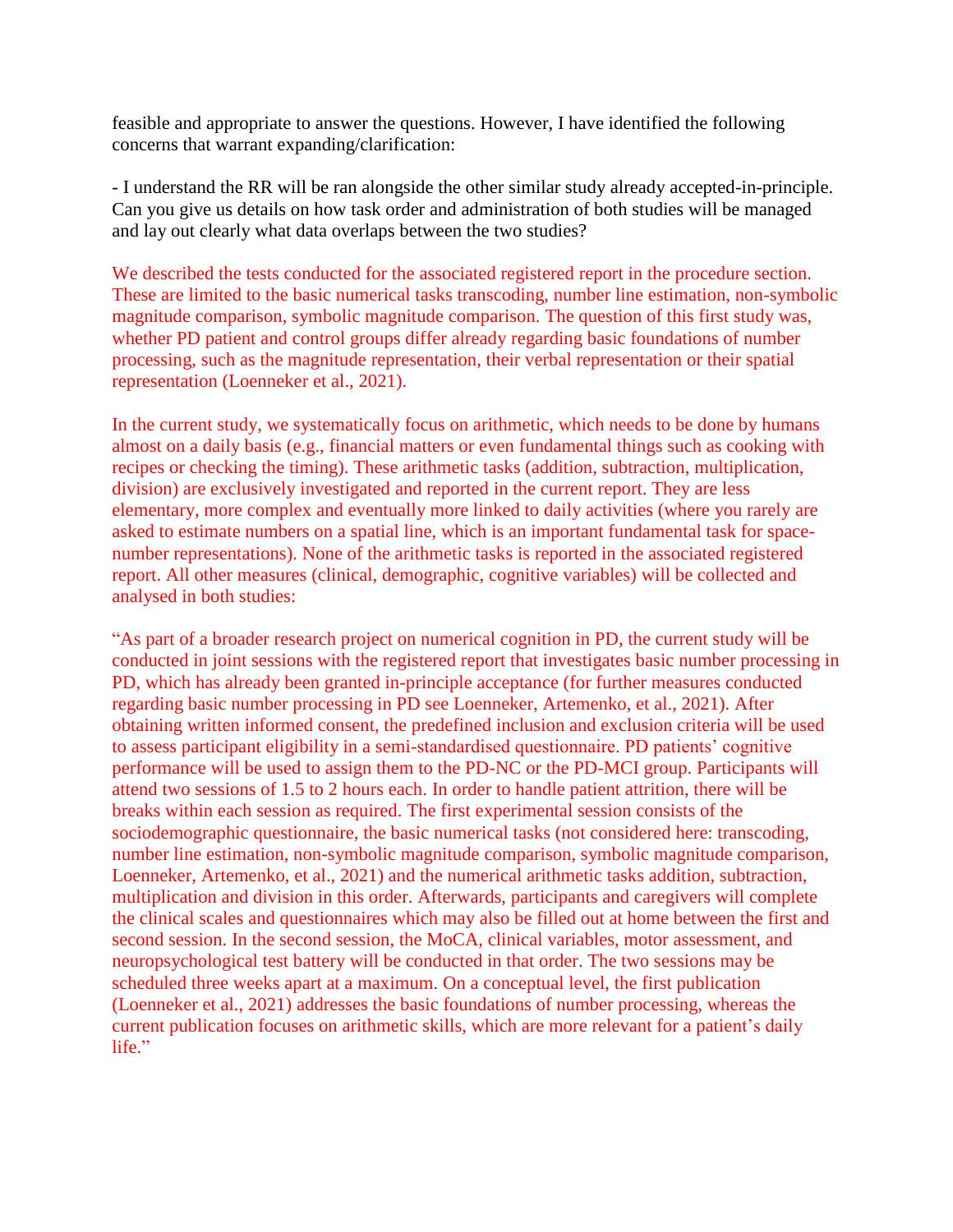feasible and appropriate to answer the questions. However, I have identified the following concerns that warrant expanding/clarification:

- I understand the RR will be ran alongside the other similar study already accepted-in-principle. Can you give us details on how task order and administration of both studies will be managed and lay out clearly what data overlaps between the two studies?

We described the tests conducted for the associated registered report in the procedure section. These are limited to the basic numerical tasks transcoding, number line estimation, non-symbolic magnitude comparison, symbolic magnitude comparison. The question of this first study was, whether PD patient and control groups differ already regarding basic foundations of number processing, such as the magnitude representation, their verbal representation or their spatial representation (Loenneker et al., 2021).

In the current study, we systematically focus on arithmetic, which needs to be done by humans almost on a daily basis (e.g., financial matters or even fundamental things such as cooking with recipes or checking the timing). These arithmetic tasks (addition, subtraction, multiplication, division) are exclusively investigated and reported in the current report. They are less elementary, more complex and eventually more linked to daily activities (where you rarely are asked to estimate numbers on a spatial line, which is an important fundamental task for space-number representations). None of the arithmetic tasks is reported in the associated registered report. All other measures (clinical, demographic, cognitive variables) will be collected and analysed in both studies:

"As part of a broader research project on numerical cognition in PD, the current study will be conducted in joint sessions with the registered report that investigates basic number processing in PD, which has already been granted in-principle acceptance (for further measures conducted regarding basic number processing in PD see Loenneker, Artemenko, et al., 2021). After obtaining written informed consent, the predefined inclusion and exclusion criteria will be used to assess participant eligibility in a semi-standardised questionnaire. PD patients' cognitive performance will be used to assign them to the PD-NC or the PD-MCI group. Participants will attend two sessions of 1.5 to 2 hours each. In order to handle patient attrition, there will be breaks within each session as required. The first experimental session consists of the sociodemographic questionnaire, the basic numerical tasks (not considered here: transcoding, number line estimation, non-symbolic magnitude comparison, symbolic magnitude comparison, Loenneker, Artemenko, et al., 2021) and the numerical arithmetic tasks addition, subtraction, multiplication and division in this order. Afterwards, participants and caregivers will complete the clinical scales and questionnaires which may also be filled out at home between the first and second session. In the second session, the MoCA, clinical variables, motor assessment, and neuropsychological test battery will be conducted in that order. The two sessions may be scheduled three weeks apart at a maximum. On a conceptual level, the first publication (Loenneker et al., 2021) addresses the basic foundations of number processing, whereas the current publication focuses on arithmetic skills, which are more relevant for a patient's daily life."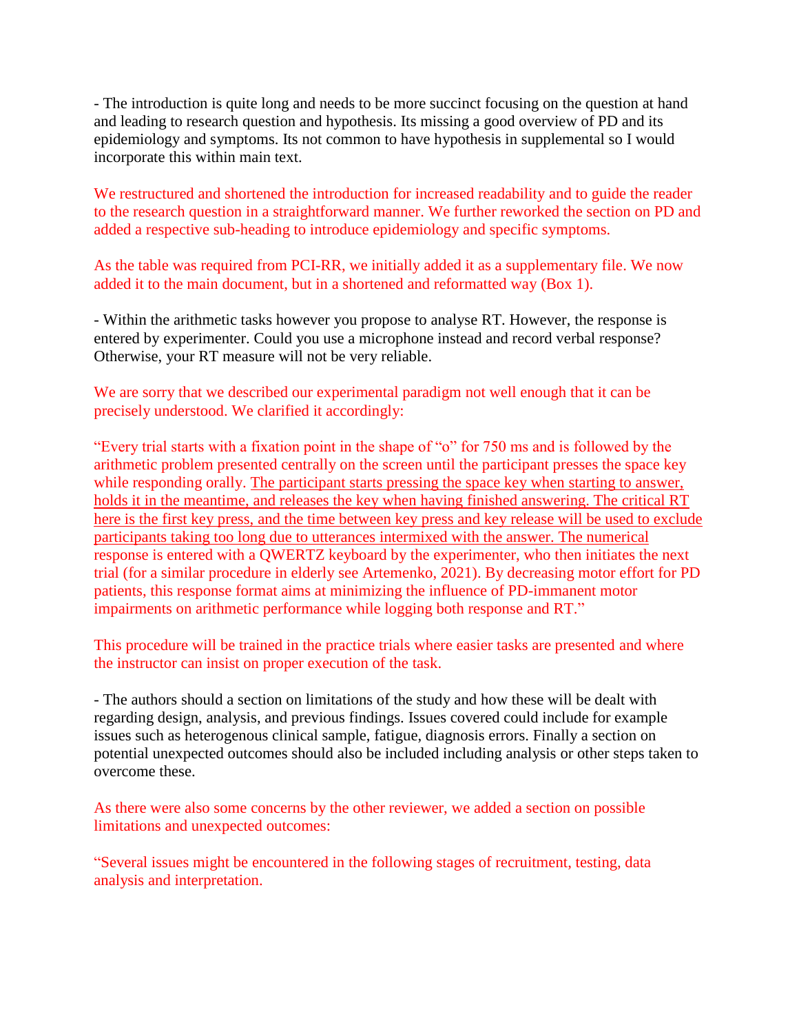- The introduction is quite long and needs to be more succinct focusing on the question at hand and leading to research question and hypothesis. Its missing a good overview of PD and its epidemiology and symptoms. Its not common to have hypothesis in supplemental so I would incorporate this within main text.

We restructured and shortened the introduction for increased readability and to guide the reader to the research question in a straightforward manner. We further reworked the section on PD and added a respective sub-heading to introduce epidemiology and specific symptoms.

As the table was required from PCI-RR, we initially added it as a supplementary file. We now added it to the main document, but in a shortened and reformatted way (Box 1).

- Within the arithmetic tasks however you propose to analyse RT. However, the response is entered by experimenter. Could you use a microphone instead and record verbal response? Otherwise, your RT measure will not be very reliable.

We are sorry that we described our experimental paradigm not well enough that it can be precisely understood. We clarified it accordingly:

"Every trial starts with a fixation point in the shape of "o" for 750 ms and is followed by the arithmetic problem presented centrally on the screen until the participant presses the space key while responding orally. <u>The participant starts pressing the space key when starting to answer, holds it in the meantime, and releases the key when having finished answering. The critical RT here is the first key press, and the time between key press and key release will be used to exclude participants taking too long due to utterances intermixed with the answer. The numerical</u> response is entered with a QWERTZ keyboard by the experimenter, who then initiates the next trial (for a similar procedure in elderly see Artemenko, 2021). By decreasing motor effort for PD patients, this response format aims at minimizing the influence of PD-immanent motor impairments on arithmetic performance while logging both response and RT."

This procedure will be trained in the practice trials where easier tasks are presented and where the instructor can insist on proper execution of the task.

- The authors should a section on limitations of the study and how these will be dealt with regarding design, analysis, and previous findings. Issues covered could include for example issues such as heterogenous clinical sample, fatigue, diagnosis errors. Finally a section on potential unexpected outcomes should also be included including analysis or other steps taken to overcome these.

As there were also some concerns by the other reviewer, we added a section on possible limitations and unexpected outcomes:

"Several issues might be encountered in the following stages of recruitment, testing, data analysis and interpretation.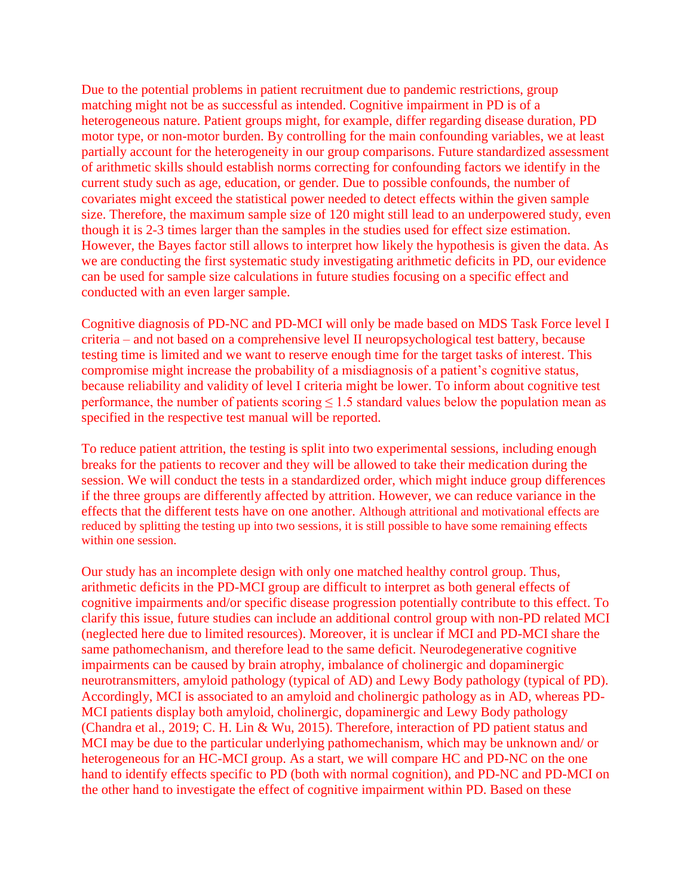Due to the potential problems in patient recruitment due to pandemic restrictions, group matching might not be as successful as intended. Cognitive impairment in PD is of a heterogeneous nature. Patient groups might, for example, differ regarding disease duration, PD motor type, or non-motor burden. By controlling for the main confounding variables, we at least partially account for the heterogeneity in our group comparisons. Future standardized assessment of arithmetic skills should establish norms correcting for confounding factors we identify in the current study such as age, education, or gender. Due to possible confounds, the number of covariates might exceed the statistical power needed to detect effects within the given sample size. Therefore, the maximum sample size of 120 might still lead to an underpowered study, even though it is 2-3 times larger than the samples in the studies used for effect size estimation. However, the Bayes factor still allows to interpret how likely the hypothesis is given the data. As we are conducting the first systematic study investigating arithmetic deficits in PD, our evidence can be used for sample size calculations in future studies focusing on a specific effect and conducted with an even larger sample.

Cognitive diagnosis of PD-NC and PD-MCI will only be made based on MDS Task Force level I criteria – and not based on a comprehensive level II neuropsychological test battery, because testing time is limited and we want to reserve enough time for the target tasks of interest. This compromise might increase the probability of a misdiagnosis of a patient's cognitive status, because reliability and validity of level I criteria might be lower. To inform about cognitive test performance, the number of patients scoring ≤ 1.5 standard values below the population mean as specified in the respective test manual will be reported.

To reduce patient attrition, the testing is split into two experimental sessions, including enough breaks for the patients to recover and they will be allowed to take their medication during the session. We will conduct the tests in a standardized order, which might induce group differences if the three groups are differently affected by attrition. However, we can reduce variance in the effects that the different tests have on one another. Although attritional and motivational effects are reduced by splitting the testing up into two sessions, it is still possible to have some remaining effects within one session.

Our study has an incomplete design with only one matched healthy control group. Thus, arithmetic deficits in the PD-MCI group are difficult to interpret as both general effects of cognitive impairments and/or specific disease progression potentially contribute to this effect. To clarify this issue, future studies can include an additional control group with non-PD related MCI (neglected here due to limited resources). Moreover, it is unclear if MCI and PD-MCI share the same pathomechanism, and therefore lead to the same deficit. Neurodegenerative cognitive impairments can be caused by brain atrophy, imbalance of cholinergic and dopaminergic neurotransmitters, amyloid pathology (typical of AD) and Lewy Body pathology (typical of PD). Accordingly, MCI is associated to an amyloid and cholinergic pathology as in AD, whereas PD-MCI patients display both amyloid, cholinergic, dopaminergic and Lewy Body pathology (Chandra et al., 2019; C. H. Lin & Wu, 2015). Therefore, interaction of PD patient status and MCI may be due to the particular underlying pathomechanism, which may be unknown and/ or heterogeneous for an HC-MCI group. As a start, we will compare HC and PD-NC on the one hand to identify effects specific to PD (both with normal cognition), and PD-NC and PD-MCI on the other hand to investigate the effect of cognitive impairment within PD. Based on these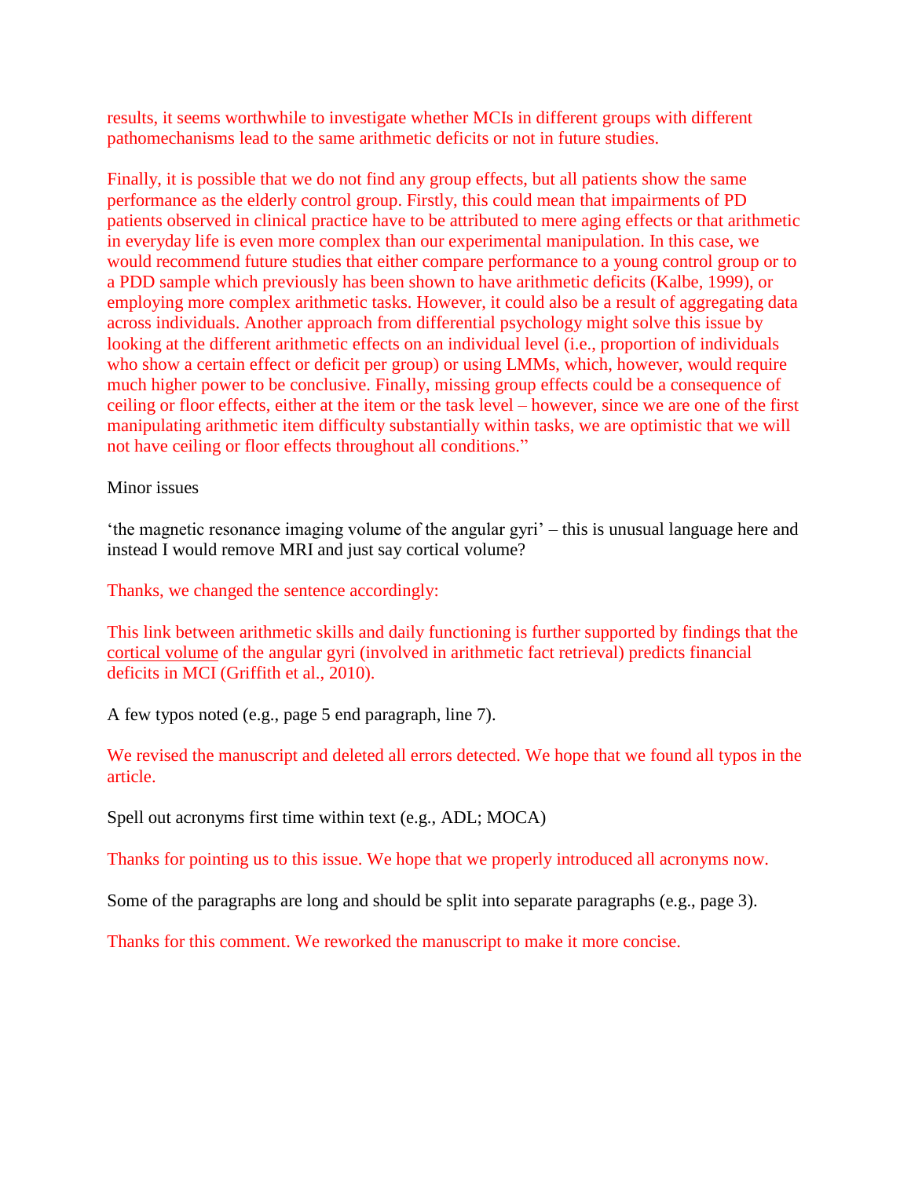results, it seems worthwhile to investigate whether MCIs in different groups with different pathomechanisms lead to the same arithmetic deficits or not in future studies.

Finally, it is possible that we do not find any group effects, but all patients show the same performance as the elderly control group. Firstly, this could mean that impairments of PD patients observed in clinical practice have to be attributed to mere aging effects or that arithmetic in everyday life is even more complex than our experimental manipulation. In this case, we would recommend future studies that either compare performance to a young control group or to a PDD sample which previously has been shown to have arithmetic deficits (Kalbe, 1999), or employing more complex arithmetic tasks. However, it could also be a result of aggregating data across individuals. Another approach from differential psychology might solve this issue by looking at the different arithmetic effects on an individual level (i.e., proportion of individuals who show a certain effect or deficit per group) or using LMMs, which, however, would require much higher power to be conclusive. Finally, missing group effects could be a consequence of ceiling or floor effects, either at the item or the task level – however, since we are one of the first manipulating arithmetic item difficulty substantially within tasks, we are optimistic that we will not have ceiling or floor effects throughout all conditions."

Minor issues

'the magnetic resonance imaging volume of the angular gyri' – this is unusual language here and instead I would remove MRI and just say cortical volume?

Thanks, we changed the sentence accordingly:

This link between arithmetic skills and daily functioning is further supported by findings that the <u>cortical volume</u> of the angular gyri (involved in arithmetic fact retrieval) predicts financial deficits in MCI (Griffith et al., 2010).

A few typos noted (e.g., page 5 end paragraph, line 7).

We revised the manuscript and deleted all errors detected. We hope that we found all typos in the article.

Spell out acronyms first time within text (e.g., ADL; MOCA)

Thanks for pointing us to this issue. We hope that we properly introduced all acronyms now.

Some of the paragraphs are long and should be split into separate paragraphs (e.g., page 3).

Thanks for this comment. We reworked the manuscript to make it more concise.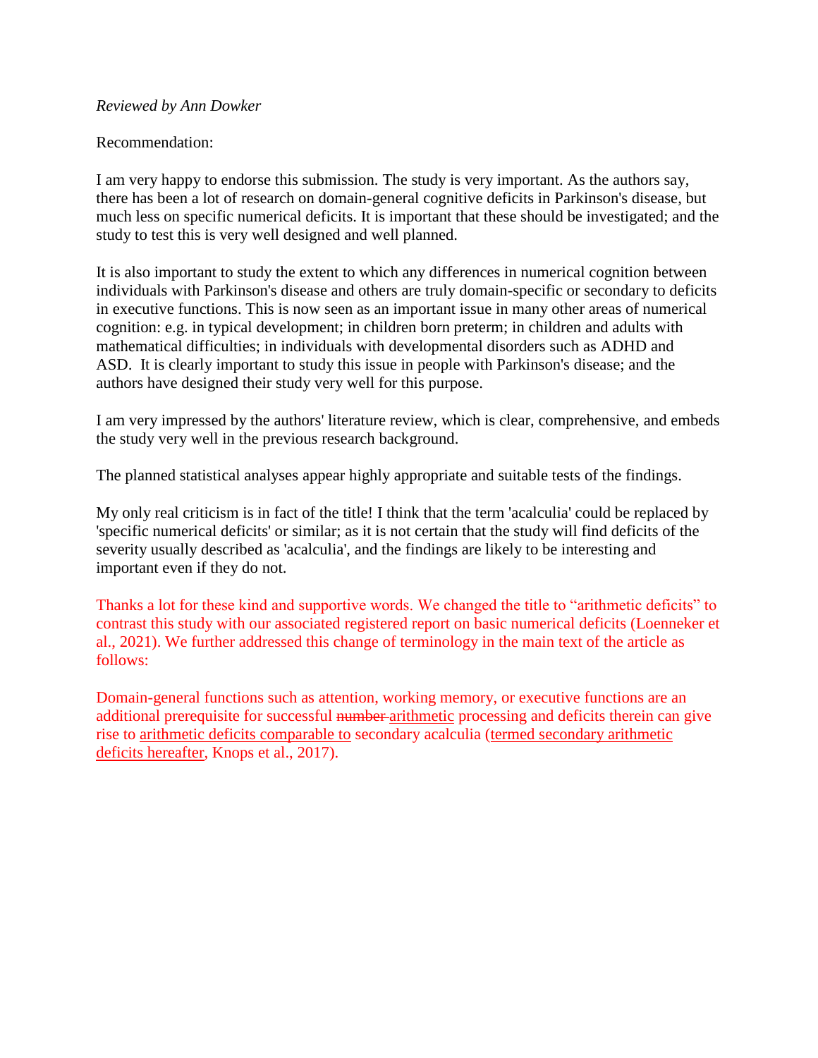*Reviewed by Ann Dowker*

Recommendation:

I am very happy to endorse this submission. The study is very important. As the authors say, there has been a lot of research on domain-general cognitive deficits in Parkinson's disease, but much less on specific numerical deficits. It is important that these should be investigated; and the study to test this is very well designed and well planned.

It is also important to study the extent to which any differences in numerical cognition between individuals with Parkinson's disease and others are truly domain-specific or secondary to deficits in executive functions. This is now seen as an important issue in many other areas of numerical cognition: e.g. in typical development; in children born preterm; in children and adults with mathematical difficulties; in individuals with developmental disorders such as ADHD and ASD. It is clearly important to study this issue in people with Parkinson's disease; and the authors have designed their study very well for this purpose.

I am very impressed by the authors' literature review, which is clear, comprehensive, and embeds the study very well in the previous research background.

The planned statistical analyses appear highly appropriate and suitable tests of the findings.

My only real criticism is in fact of the title! I think that the term 'acalculia' could be replaced by 'specific numerical deficits' or similar; as it is not certain that the study will find deficits of the severity usually described as 'acalculia', and the findings are likely to be interesting and important even if they do not.

Thanks a lot for these kind and supportive words. We changed the title to "arithmetic deficits" to contrast this study with our associated registered report on basic numerical deficits (Loenneker et al., 2021). We further addressed this change of terminology in the main text of the article as follows:

Domain-general functions such as attention, working memory, or executive functions are an additional prerequisite for successful ~~number~~ arithmetic processing and deficits therein can give rise to arithmetic deficits comparable to secondary acalculia (termed secondary arithmetic deficits hereafter, Knops et al., 2017).